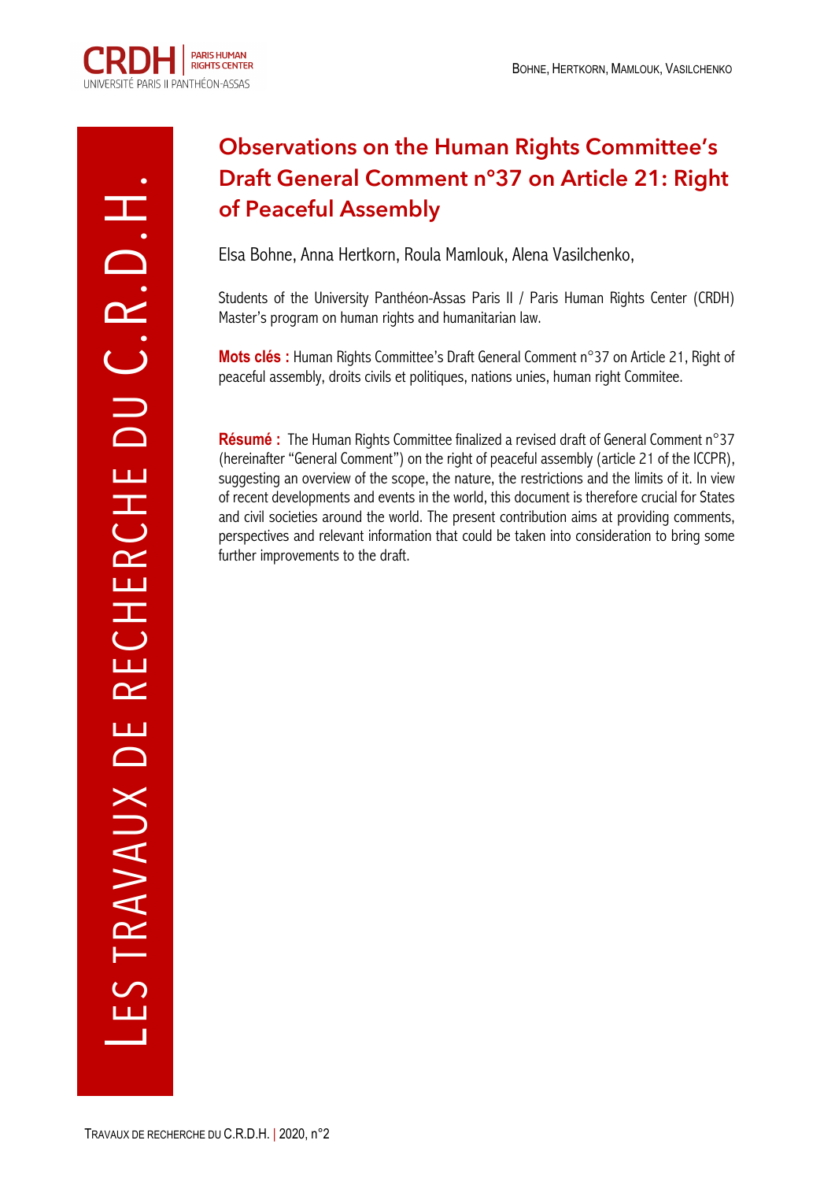# Observations on the Human Rights Committee's Draft General Comment n°37 on Article 21: Right of Peaceful Assembly

Elsa Bohne, Anna Hertkorn, Roula Mamlouk, Alena Vasilchenko,

Students of the University Panthéon-Assas Paris II / Paris Human Rights Center (CRDH) Master's program on human rights and humanitarian law.

**Mots clés :** Human Rights Committee's Draft General Comment n°37 on Article 21, Right of peaceful assembly, droits civils et politiques, nations unies, human right Commitee.

**Résumé :** The Human Rights Committee finalized a revised draft of General Comment n°37 (hereinafter "General Comment") on the right of peaceful assembly (article 21 of the ICCPR), suggesting an overview of the scope, the nature, the restrictions and the limits of it. In view of recent developments and events in the world, this document is therefore crucial for States and civil societies around the world. The present contribution aims at providing comments, perspectives and relevant information that could be taken into consideration to bring some further improvements to the draft.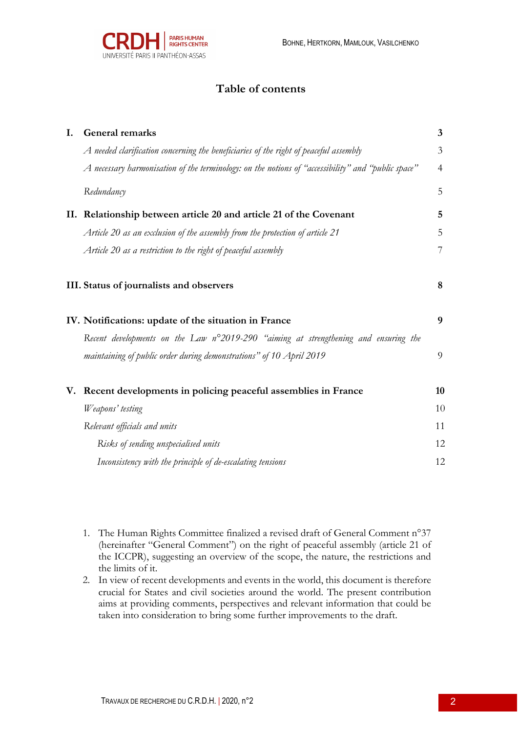# Table of contents

| | | |
|---|---|---|
| **I.** | **General remarks** | **3** |
| | *A needed clarification concerning the beneficiaries of the right of peaceful assembly* | 3 |
| | *A necessary harmonisation of the terminology: on the notions of "accessibility" and "public space"* | 4 |
| | *Redundancy* | 5 |
| **II.** | **Relationship between article 20 and article 21 of the Covenant** | **5** |
| | *Article 20 as an exclusion of the assembly from the protection of article 21* | 5 |
| | *Article 20 as a restriction to the right of peaceful assembly* | 7 |
| **III.** | **Status of journalists and observers** | **8** |
| **IV.** | **Notifications: update of the situation in France** | **9** |
| | *Recent developments on the Law n°2019-290 "aiming at strengthening and ensuring the maintaining of public order during demonstrations" of 10 April 2019* | 9 |
| **V.** | **Recent developments in policing peaceful assemblies in France** | **10** |
| | *Weapons' testing* | 10 |
| | *Relevant officials and units* | 11 |
| | *Risks of sending unspecialised units* | 12 |
| | *Inconsistency with the principle of de-escalating tensions* | 12 |

1. The Human Rights Committee finalized a revised draft of General Comment n°37 (hereinafter "General Comment") on the right of peaceful assembly (article 21 of the ICCPR), suggesting an overview of the scope, the nature, the restrictions and the limits of it.
2. In view of recent developments and events in the world, this document is therefore crucial for States and civil societies around the world. The present contribution aims at providing comments, perspectives and relevant information that could be taken into consideration to bring some further improvements to the draft.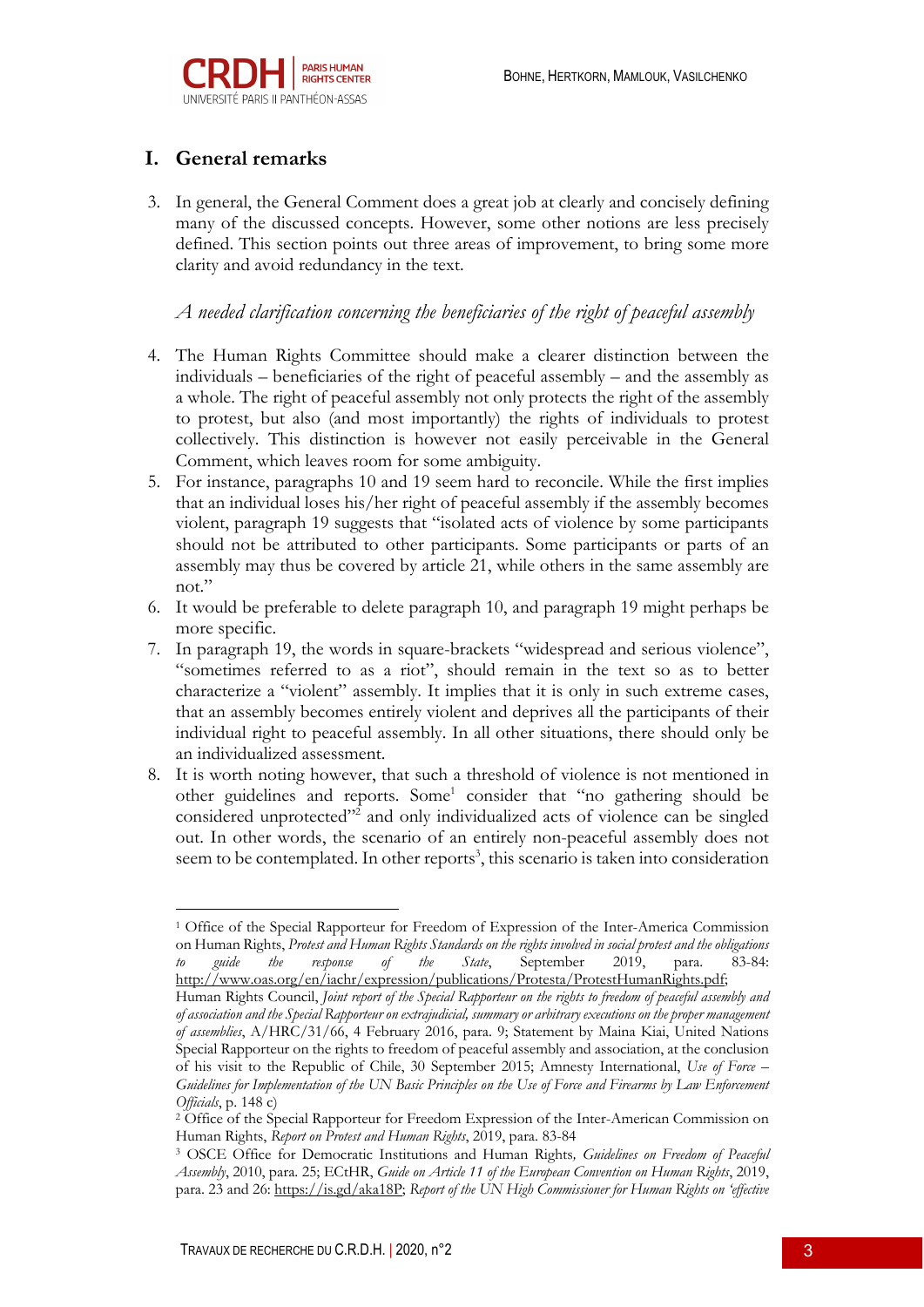## I. General remarks

3. In general, the General Comment does a great job at clearly and concisely defining many of the discussed concepts. However, some other notions are less precisely defined. This section points out three areas of improvement, to bring some more clarity and avoid redundancy in the text.

*A needed clarification concerning the beneficiaries of the right of peaceful assembly*

4. The Human Rights Committee should make a clearer distinction between the individuals – beneficiaries of the right of peaceful assembly – and the assembly as a whole. The right of peaceful assembly not only protects the right of the assembly to protest, but also (and most importantly) the rights of individuals to protest collectively. This distinction is however not easily perceivable in the General Comment, which leaves room for some ambiguity.
5. For instance, paragraphs 10 and 19 seem hard to reconcile. While the first implies that an individual loses his/her right of peaceful assembly if the assembly becomes violent, paragraph 19 suggests that "isolated acts of violence by some participants should not be attributed to other participants. Some participants or parts of an assembly may thus be covered by article 21, while others in the same assembly are not."
6. It would be preferable to delete paragraph 10, and paragraph 19 might perhaps be more specific.
7. In paragraph 19, the words in square-brackets "widespread and serious violence", "sometimes referred to as a riot", should remain in the text so as to better characterize a "violent" assembly. It implies that it is only in such extreme cases, that an assembly becomes entirely violent and deprives all the participants of their individual right to peaceful assembly. In all other situations, there should only be an individualized assessment.
8. It is worth noting however, that such a threshold of violence is not mentioned in other guidelines and reports. Some[1] consider that "no gathering should be considered unprotected"[2] and only individualized acts of violence can be singled out. In other words, the scenario of an entirely non-peaceful assembly does not seem to be contemplated. In other reports[3], this scenario is taken into consideration

---

[1] Office of the Special Rapporteur for Freedom of Expression of the Inter-America Commission on Human Rights, *Protest and Human Rights Standards on the rights involved in social protest and the obligations to guide the response of the State*, September 2019, para. 83-84: http://www.oas.org/en/iachr/expression/publications/Protesta/ProtestHumanRights.pdf; Human Rights Council, *Joint report of the Special Rapporteur on the rights to freedom of peaceful assembly and of association and the Special Rapporteur on extrajudicial, summary or arbitrary executions on the proper management of assemblies*, A/HRC/31/66, 4 February 2016, para. 9; Statement by Maina Kiai, United Nations Special Rapporteur on the rights to freedom of peaceful assembly and association, at the conclusion of his visit to the Republic of Chile, 30 September 2015; Amnesty International, *Use of Force – Guidelines for Implementation of the UN Basic Principles on the Use of Force and Firearms by Law Enforcement Officials*, p. 148 c)

[2] Office of the Special Rapporteur for Freedom Expression of the Inter-American Commission on Human Rights, *Report on Protest and Human Rights*, 2019, para. 83-84

[3] OSCE Office for Democratic Institutions and Human Rights, *Guidelines on Freedom of Peaceful Assembly*, 2010, para. 25; ECtHR, *Guide on Article 11 of the European Convention on Human Rights*, 2019, para. 23 and 26: https://is.gd/aka18P; *Report of the UN High Commissioner for Human Rights on 'effective*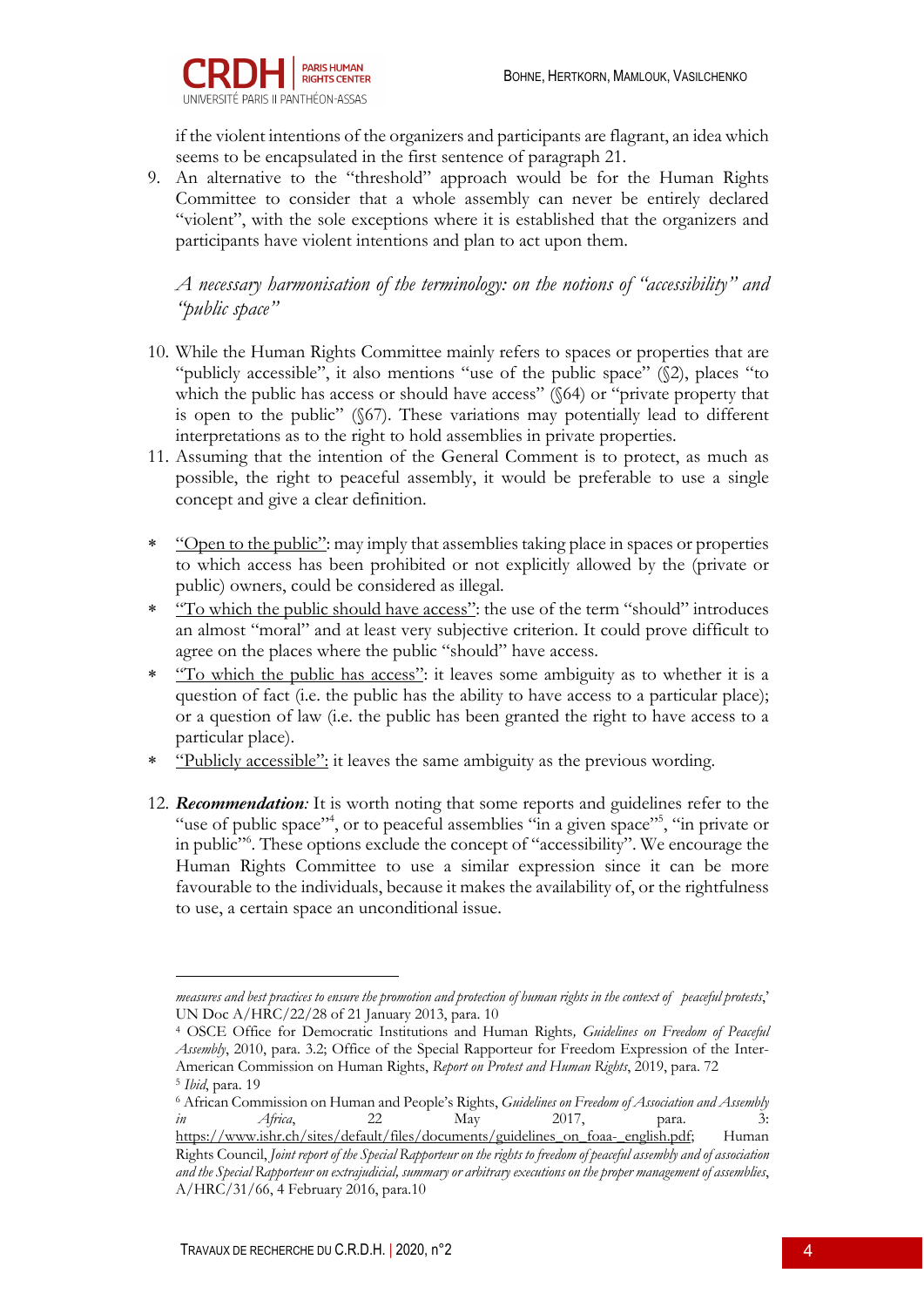if the violent intentions of the organizers and participants are flagrant, an idea which seems to be encapsulated in the first sentence of paragraph 21.

9. An alternative to the "threshold" approach would be for the Human Rights Committee to consider that a whole assembly can never be entirely declared "violent", with the sole exceptions where it is established that the organizers and participants have violent intentions and plan to act upon them.

*A necessary harmonisation of the terminology: on the notions of "accessibility" and "public space"*

10. While the Human Rights Committee mainly refers to spaces or properties that are "publicly accessible", it also mentions "use of the public space" (§2), places "to which the public has access or should have access" (§64) or "private property that is open to the public" (§67). These variations may potentially lead to different interpretations as to the right to hold assemblies in private properties.

11. Assuming that the intention of the General Comment is to protect, as much as possible, the right to peaceful assembly, it would be preferable to use a single concept and give a clear definition.

* <u>"Open to the public"</u>: may imply that assemblies taking place in spaces or properties to which access has been prohibited or not explicitly allowed by the (private or public) owners, could be considered as illegal.
* <u>"To which the public should have access"</u>: the use of the term "should" introduces an almost "moral" and at least very subjective criterion. It could prove difficult to agree on the places where the public "should" have access.
* <u>"To which the public has access"</u>: it leaves some ambiguity as to whether it is a question of fact (i.e. the public has the ability to have access to a particular place); or a question of law (i.e. the public has been granted the right to have access to a particular place).
* <u>"Publicly accessible":</u> it leaves the same ambiguity as the previous wording.

12. ***Recommendation****:* It is worth noting that some reports and guidelines refer to the "use of public space"[4], or to peaceful assemblies "in a given space"[5], "in private or in public"[6]. These options exclude the concept of "accessibility". We encourage the Human Rights Committee to use a similar expression since it can be more favourable to the individuals, because it makes the availability of, or the rightfulness to use, a certain space an unconditional issue.

---

*measures and best practices to ensure the promotion and protection of human rights in the context of peaceful protests*,' UN Doc A/HRC/22/28 of 21 January 2013, para. 10

[4] OSCE Office for Democratic Institutions and Human Rights, *Guidelines on Freedom of Peaceful Assembly*, 2010, para. 3.2; Office of the Special Rapporteur for Freedom Expression of the Inter-American Commission on Human Rights, *Report on Protest and Human Rights*, 2019, para. 72

[5] *Ibid*, para. 19

[6] African Commission on Human and People's Rights, *Guidelines on Freedom of Association and Assembly in Africa*, 22 May 2017, para. 3: https://www.ishr.ch/sites/default/files/documents/guidelines_on_foaa-_english.pdf; Human Rights Council, *Joint report of the Special Rapporteur on the rights to freedom of peaceful assembly and of association and the Special Rapporteur on extrajudicial, summary or arbitrary executions on the proper management of assemblies*, A/HRC/31/66, 4 February 2016, para.10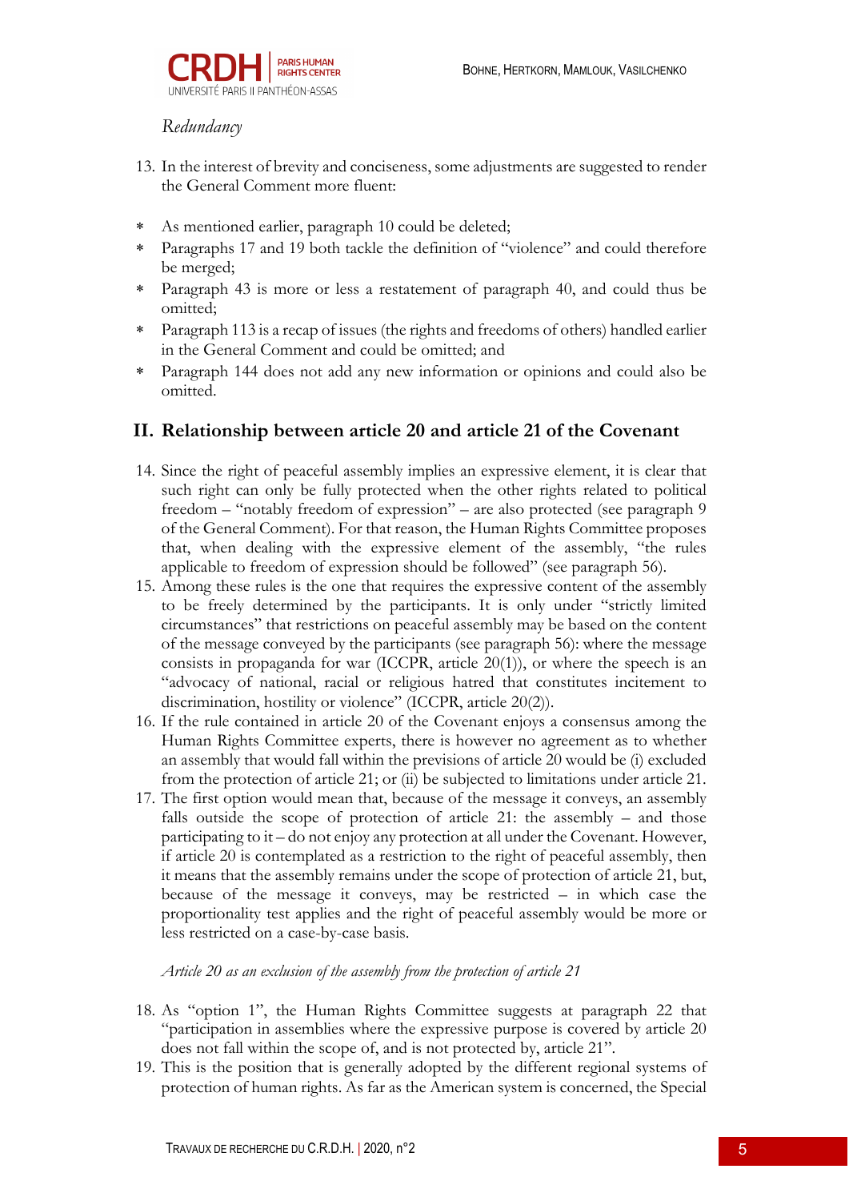*Redundancy*

13. In the interest of brevity and conciseness, some adjustments are suggested to render the General Comment more fluent:

* As mentioned earlier, paragraph 10 could be deleted;
* Paragraphs 17 and 19 both tackle the definition of "violence" and could therefore be merged;
* Paragraph 43 is more or less a restatement of paragraph 40, and could thus be omitted;
* Paragraph 113 is a recap of issues (the rights and freedoms of others) handled earlier in the General Comment and could be omitted; and
* Paragraph 144 does not add any new information or opinions and could also be omitted.

## II. Relationship between article 20 and article 21 of the Covenant

14. Since the right of peaceful assembly implies an expressive element, it is clear that such right can only be fully protected when the other rights related to political freedom – "notably freedom of expression" – are also protected (see paragraph 9 of the General Comment). For that reason, the Human Rights Committee proposes that, when dealing with the expressive element of the assembly, "the rules applicable to freedom of expression should be followed" (see paragraph 56).
15. Among these rules is the one that requires the expressive content of the assembly to be freely determined by the participants. It is only under "strictly limited circumstances" that restrictions on peaceful assembly may be based on the content of the message conveyed by the participants (see paragraph 56): where the message consists in propaganda for war (ICCPR, article 20(1)), or where the speech is an "advocacy of national, racial or religious hatred that constitutes incitement to discrimination, hostility or violence" (ICCPR, article 20(2)).
16. If the rule contained in article 20 of the Covenant enjoys a consensus among the Human Rights Committee experts, there is however no agreement as to whether an assembly that would fall within the previsions of article 20 would be (i) excluded from the protection of article 21; or (ii) be subjected to limitations under article 21.
17. The first option would mean that, because of the message it conveys, an assembly falls outside the scope of protection of article 21: the assembly – and those participating to it – do not enjoy any protection at all under the Covenant. However, if article 20 is contemplated as a restriction to the right of peaceful assembly, then it means that the assembly remains under the scope of protection of article 21, but, because of the message it conveys, may be restricted – in which case the proportionality test applies and the right of peaceful assembly would be more or less restricted on a case-by-case basis.

*Article 20 as an exclusion of the assembly from the protection of article 21*

18. As "option 1", the Human Rights Committee suggests at paragraph 22 that "participation in assemblies where the expressive purpose is covered by article 20 does not fall within the scope of, and is not protected by, article 21".
19. This is the position that is generally adopted by the different regional systems of protection of human rights. As far as the American system is concerned, the Special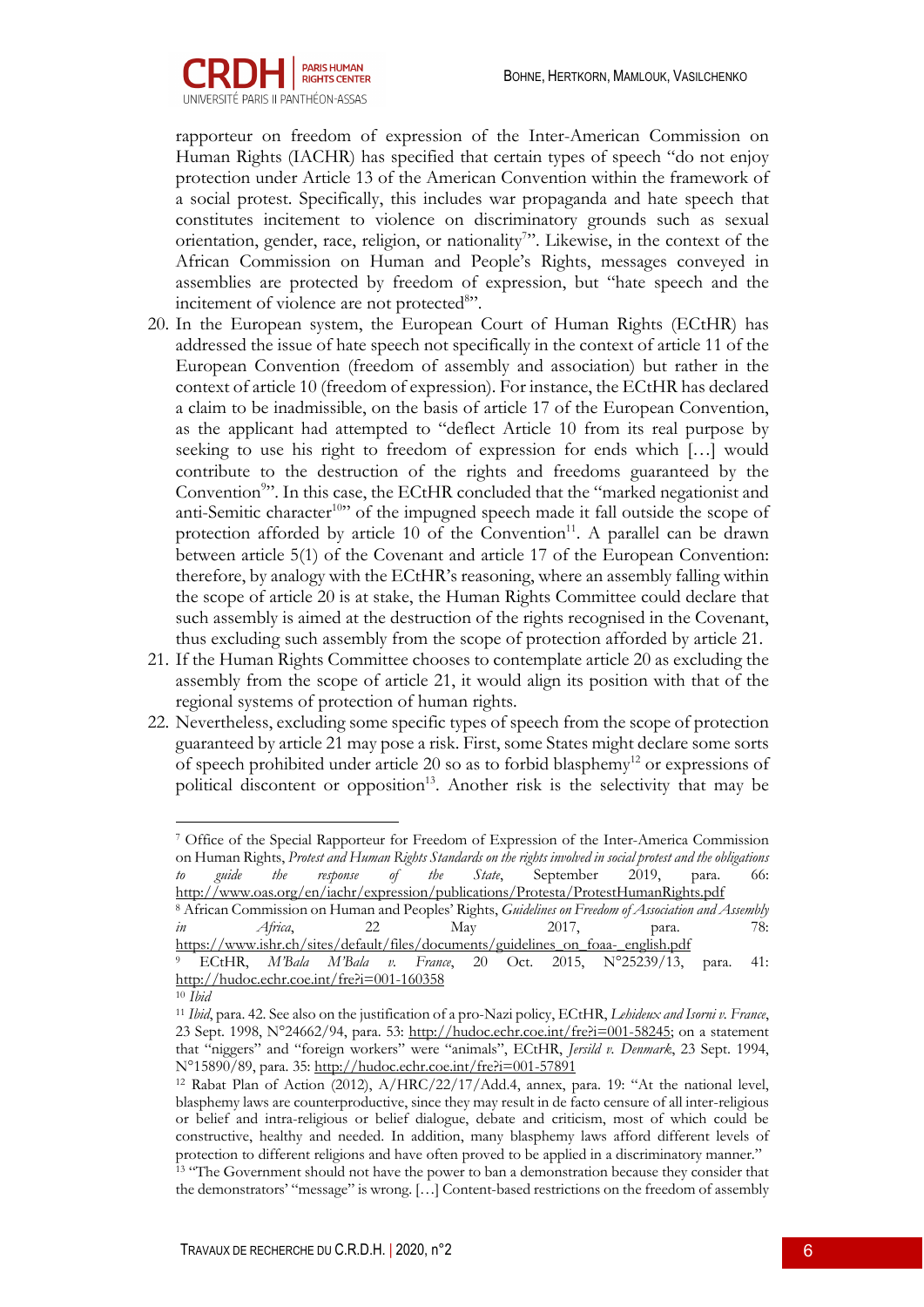rapporteur on freedom of expression of the Inter-American Commission on Human Rights (IACHR) has specified that certain types of speech "do not enjoy protection under Article 13 of the American Convention within the framework of a social protest. Specifically, this includes war propaganda and hate speech that constitutes incitement to violence on discriminatory grounds such as sexual orientation, gender, race, religion, or nationality[7]". Likewise, in the context of the African Commission on Human and People's Rights, messages conveyed in assemblies are protected by freedom of expression, but "hate speech and the incitement of violence are not protected[8]".

20. In the European system, the European Court of Human Rights (ECtHR) has addressed the issue of hate speech not specifically in the context of article 11 of the European Convention (freedom of assembly and association) but rather in the context of article 10 (freedom of expression). For instance, the ECtHR has declared a claim to be inadmissible, on the basis of article 17 of the European Convention, as the applicant had attempted to "deflect Article 10 from its real purpose by seeking to use his right to freedom of expression for ends which […] would contribute to the destruction of the rights and freedoms guaranteed by the Convention[9]". In this case, the ECtHR concluded that the "marked negationist and anti-Semitic character[10]" of the impugned speech made it fall outside the scope of protection afforded by article 10 of the Convention[11]. A parallel can be drawn between article 5(1) of the Covenant and article 17 of the European Convention: therefore, by analogy with the ECtHR's reasoning, where an assembly falling within the scope of article 20 is at stake, the Human Rights Committee could declare that such assembly is aimed at the destruction of the rights recognised in the Covenant, thus excluding such assembly from the scope of protection afforded by article 21.
21. If the Human Rights Committee chooses to contemplate article 20 as excluding the assembly from the scope of article 21, it would align its position with that of the regional systems of protection of human rights.
22. Nevertheless, excluding some specific types of speech from the scope of protection guaranteed by article 21 may pose a risk. First, some States might declare some sorts of speech prohibited under article 20 so as to forbid blasphemy[12] or expressions of political discontent or opposition[13]. Another risk is the selectivity that may be

---

[7] Office of the Special Rapporteur for Freedom of Expression of the Inter-America Commission on Human Rights, *Protest and Human Rights Standards on the rights involved in social protest and the obligations to guide the response of the State*, September 2019, para. 66: http://www.oas.org/en/iachr/expression/publications/Protesta/ProtestHumanRights.pdf

[8] African Commission on Human and Peoples' Rights, *Guidelines on Freedom of Association and Assembly in Africa*, 22 May 2017, para. 78: https://www.ishr.ch/sites/default/files/documents/guidelines_on_foaa-_english.pdf

[9] ECtHR, *M'Bala M'Bala v. France*, 20 Oct. 2015, N°25239/13, para. 41: http://hudoc.echr.coe.int/fre?i=001-160358

[10] *Ibid*

[11] *Ibid*, para. 42. See also on the justification of a pro-Nazi policy, ECtHR, *Lehideux and Isorni v. France*, 23 Sept. 1998, N°24662/94, para. 53: http://hudoc.echr.coe.int/fre?i=001-58245; on a statement that "niggers" and "foreign workers" were "animals", ECtHR, *Jersild v. Denmark*, 23 Sept. 1994, N°15890/89, para. 35: http://hudoc.echr.coe.int/fre?i=001-57891

[12] Rabat Plan of Action (2012), A/HRC/22/17/Add.4, annex, para. 19: "At the national level, blasphemy laws are counterproductive, since they may result in de facto censure of all inter-religious or belief and intra-religious or belief dialogue, debate and criticism, most of which could be constructive, healthy and needed. In addition, many blasphemy laws afford different levels of protection to different religions and have often proved to be applied in a discriminatory manner."

[13] "The Government should not have the power to ban a demonstration because they consider that the demonstrators' "message" is wrong. […] Content-based restrictions on the freedom of assembly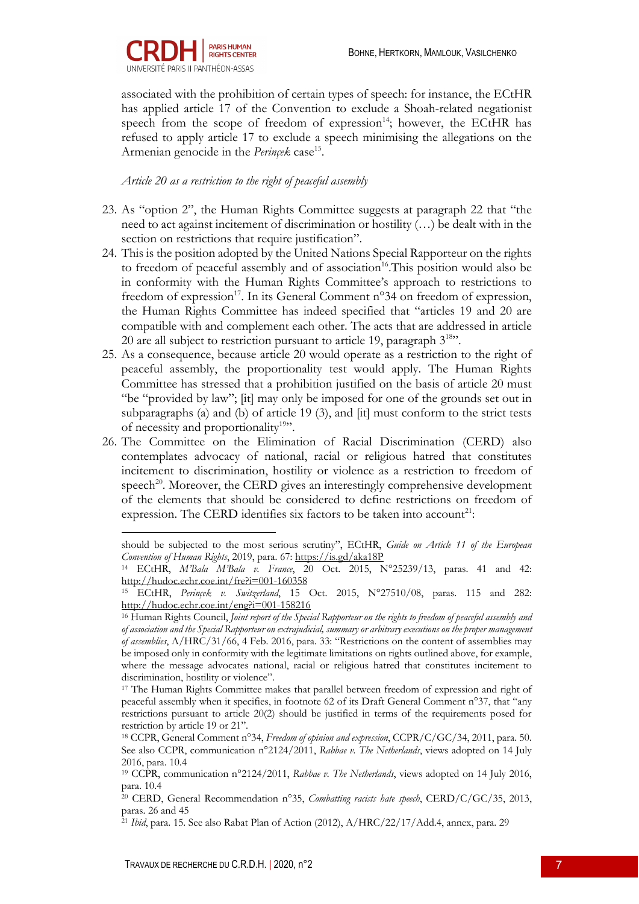associated with the prohibition of certain types of speech: for instance, the ECtHR has applied article 17 of the Convention to exclude a Shoah-related negationist speech from the scope of freedom of expression[14]; however, the ECtHR has refused to apply article 17 to exclude a speech minimising the allegations on the Armenian genocide in the *Perinçek* case[15].

*Article 20 as a restriction to the right of peaceful assembly*

23. As "option 2", the Human Rights Committee suggests at paragraph 22 that "the need to act against incitement of discrimination or hostility (…) be dealt with in the section on restrictions that require justification".
24. This is the position adopted by the United Nations Special Rapporteur on the rights to freedom of peaceful assembly and of association[16].This position would also be in conformity with the Human Rights Committee's approach to restrictions to freedom of expression[17]. In its General Comment n°34 on freedom of expression, the Human Rights Committee has indeed specified that "articles 19 and 20 are compatible with and complement each other. The acts that are addressed in article 20 are all subject to restriction pursuant to article 19, paragraph 3[18]".
25. As a consequence, because article 20 would operate as a restriction to the right of peaceful assembly, the proportionality test would apply. The Human Rights Committee has stressed that a prohibition justified on the basis of article 20 must "be "provided by law"; [it] may only be imposed for one of the grounds set out in subparagraphs (a) and (b) of article 19 (3), and [it] must conform to the strict tests of necessity and proportionality[19]".
26. The Committee on the Elimination of Racial Discrimination (CERD) also contemplates advocacy of national, racial or religious hatred that constitutes incitement to discrimination, hostility or violence as a restriction to freedom of speech[20]. Moreover, the CERD gives an interestingly comprehensive development of the elements that should be considered to define restrictions on freedom of expression. The CERD identifies six factors to be taken into account[21]:

---

should be subjected to the most serious scrutiny", ECtHR, *Guide on Article 11 of the European Convention of Human Rights*, 2019, para. 67: https://is.gd/aka18P

[14] ECtHR, *M'Bala M'Bala v. France*, 20 Oct. 2015, N°25239/13, paras. 41 and 42: http://hudoc.echr.coe.int/fre?i=001-160358

[15] ECtHR, *Perinçek v. Switzerland*, 15 Oct. 2015, N°27510/08, paras. 115 and 282: http://hudoc.echr.coe.int/eng?i=001-158216

[16] Human Rights Council, *Joint report of the Special Rapporteur on the rights to freedom of peaceful assembly and of association and the Special Rapporteur on extrajudicial, summary or arbitrary executions on the proper management of assemblies*, A/HRC/31/66, 4 Feb. 2016, para. 33: "Restrictions on the content of assemblies may be imposed only in conformity with the legitimate limitations on rights outlined above, for example, where the message advocates national, racial or religious hatred that constitutes incitement to discrimination, hostility or violence".

[17] The Human Rights Committee makes that parallel between freedom of expression and right of peaceful assembly when it specifies, in footnote 62 of its Draft General Comment n°37, that "any restrictions pursuant to article 20(2) should be justified in terms of the requirements posed for restriction by article 19 or 21".

[18] CCPR, General Comment n°34, *Freedom of opinion and expression*, CCPR/C/GC/34, 2011, para. 50. See also CCPR, communication n°2124/2011, *Rabbae v. The Netherlands*, views adopted on 14 July 2016, para. 10.4

[19] CCPR, communication n°2124/2011, *Rabbae v. The Netherlands*, views adopted on 14 July 2016, para. 10.4

[20] CERD, General Recommendation n°35, *Combatting racists hate speech*, CERD/C/GC/35, 2013, paras. 26 and 45

[21] *Ibid*, para. 15. See also Rabat Plan of Action (2012), A/HRC/22/17/Add.4, annex, para. 29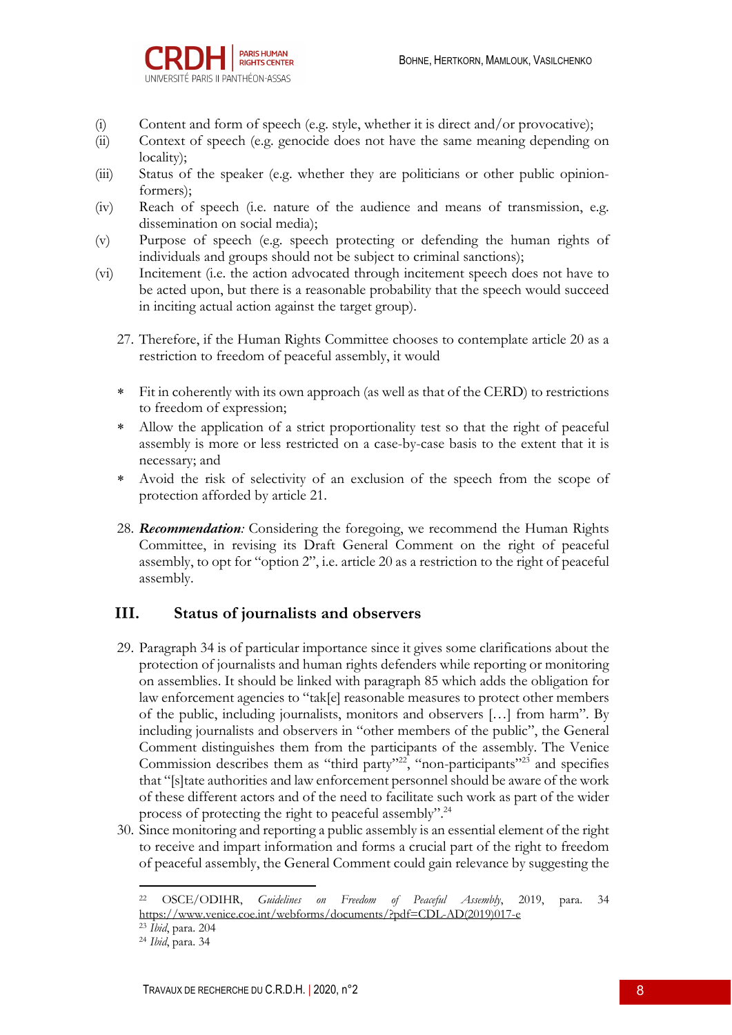- (i) Content and form of speech (e.g. style, whether it is direct and/or provocative);
- (ii) Context of speech (e.g. genocide does not have the same meaning depending on locality);
- (iii) Status of the speaker (e.g. whether they are politicians or other public opinion-formers);
- (iv) Reach of speech (i.e. nature of the audience and means of transmission, e.g. dissemination on social media);
- (v) Purpose of speech (e.g. speech protecting or defending the human rights of individuals and groups should not be subject to criminal sanctions);
- (vi) Incitement (i.e. the action advocated through incitement speech does not have to be acted upon, but there is a reasonable probability that the speech would succeed in inciting actual action against the target group).

27. Therefore, if the Human Rights Committee chooses to contemplate article 20 as a restriction to freedom of peaceful assembly, it would

- Fit in coherently with its own approach (as well as that of the CERD) to restrictions to freedom of expression;
- Allow the application of a strict proportionality test so that the right of peaceful assembly is more or less restricted on a case-by-case basis to the extent that it is necessary; and
- Avoid the risk of selectivity of an exclusion of the speech from the scope of protection afforded by article 21.

28. ***Recommendation:*** Considering the foregoing, we recommend the Human Rights Committee, in revising its Draft General Comment on the right of peaceful assembly, to opt for "option 2", i.e. article 20 as a restriction to the right of peaceful assembly.

## III. Status of journalists and observers

29. Paragraph 34 is of particular importance since it gives some clarifications about the protection of journalists and human rights defenders while reporting or monitoring on assemblies. It should be linked with paragraph 85 which adds the obligation for law enforcement agencies to "tak[e] reasonable measures to protect other members of the public, including journalists, monitors and observers […] from harm". By including journalists and observers in "other members of the public", the General Comment distinguishes them from the participants of the assembly. The Venice Commission describes them as "third party"[22], "non-participants"[23] and specifies that "[s]tate authorities and law enforcement personnel should be aware of the work of these different actors and of the need to facilitate such work as part of the wider process of protecting the right to peaceful assembly".[24]

30. Since monitoring and reporting a public assembly is an essential element of the right to receive and impart information and forms a crucial part of the right to freedom of peaceful assembly, the General Comment could gain relevance by suggesting the

---

[22] OSCE/ODIHR, *Guidelines on Freedom of Peaceful Assembly*, 2019, para. 34 https://www.venice.coe.int/webforms/documents/?pdf=CDL-AD(2019)017-e

[23] *Ibid*, para. 204

[24] *Ibid*, para. 34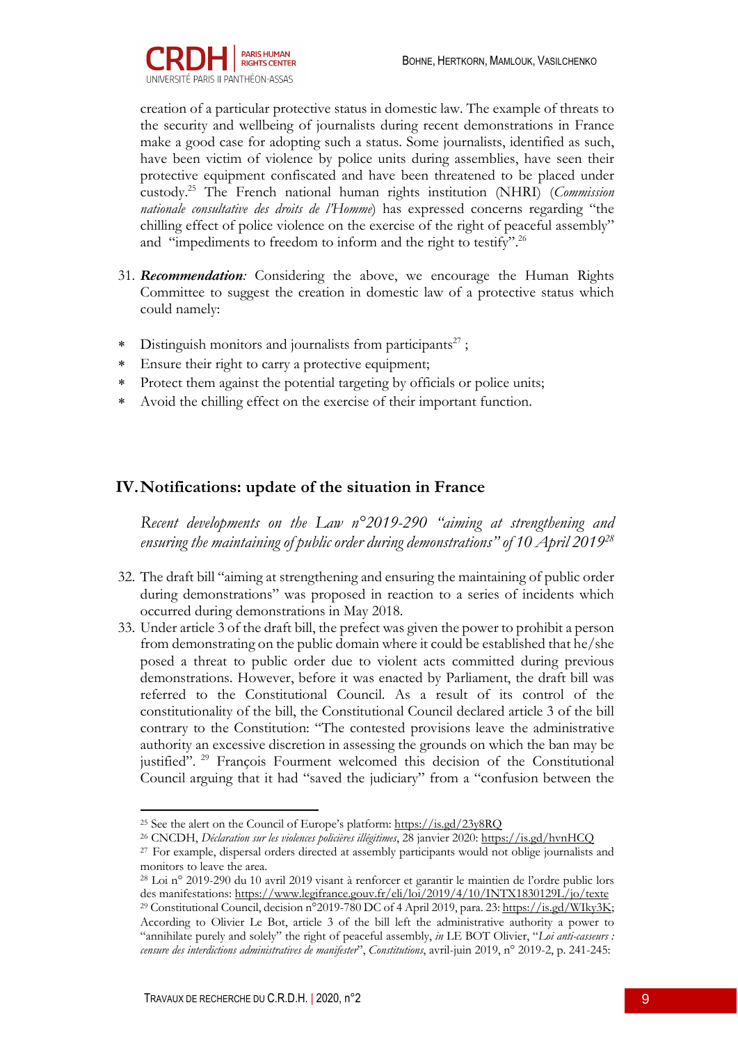creation of a particular protective status in domestic law. The example of threats to the security and wellbeing of journalists during recent demonstrations in France make a good case for adopting such a status. Some journalists, identified as such, have been victim of violence by police units during assemblies, have seen their protective equipment confiscated and have been threatened to be placed under custody.[25] The French national human rights institution (NHRI) (*Commission nationale consultative des droits de l'Homme*) has expressed concerns regarding "the chilling effect of police violence on the exercise of the right of peaceful assembly" and "impediments to freedom to inform and the right to testify".[26]

31. ***Recommendation:*** Considering the above, we encourage the Human Rights Committee to suggest the creation in domestic law of a protective status which could namely:

* Distinguish monitors and journalists from participants[27] ;
* Ensure their right to carry a protective equipment;
* Protect them against the potential targeting by officials or police units;
* Avoid the chilling effect on the exercise of their important function.

## IV. Notifications: update of the situation in France

*Recent developments on the Law n°2019-290 "aiming at strengthening and ensuring the maintaining of public order during demonstrations" of 10 April 2019*[28]

32. The draft bill "aiming at strengthening and ensuring the maintaining of public order during demonstrations" was proposed in reaction to a series of incidents which occurred during demonstrations in May 2018.
33. Under article 3 of the draft bill, the prefect was given the power to prohibit a person from demonstrating on the public domain where it could be established that he/she posed a threat to public order due to violent acts committed during previous demonstrations. However, before it was enacted by Parliament, the draft bill was referred to the Constitutional Council. As a result of its control of the constitutionality of the bill, the Constitutional Council declared article 3 of the bill contrary to the Constitution: "The contested provisions leave the administrative authority an excessive discretion in assessing the grounds on which the ban may be justified".[29] François Fourment welcomed this decision of the Constitutional Council arguing that it had "saved the judiciary" from a "confusion between the

---

[25] See the alert on the Council of Europe's platform: https://is.gd/23y8RQ

[26] CNCDH, *Déclaration sur les violences policières illégitimes*, 28 janvier 2020: https://is.gd/hvnHCQ

[27] For example, dispersal orders directed at assembly participants would not oblige journalists and monitors to leave the area.

[28] Loi n° 2019-290 du 10 avril 2019 visant à renforcer et garantir le maintien de l'ordre public lors des manifestations: https://www.legifrance.gouv.fr/eli/loi/2019/4/10/INTX1830129L/jo/texte

[29] Constitutional Council, decision n°2019-780 DC of 4 April 2019, para. 23: https://is.gd/WIky3K; According to Olivier Le Bot, article 3 of the bill left the administrative authority a power to "annihilate purely and solely" the right of peaceful assembly, *in* LE BOT Olivier, "*Loi anti-casseurs : censure des interdictions administratives de manifester*", *Constitutions*, avril-juin 2019, n° 2019-2, p. 241-245: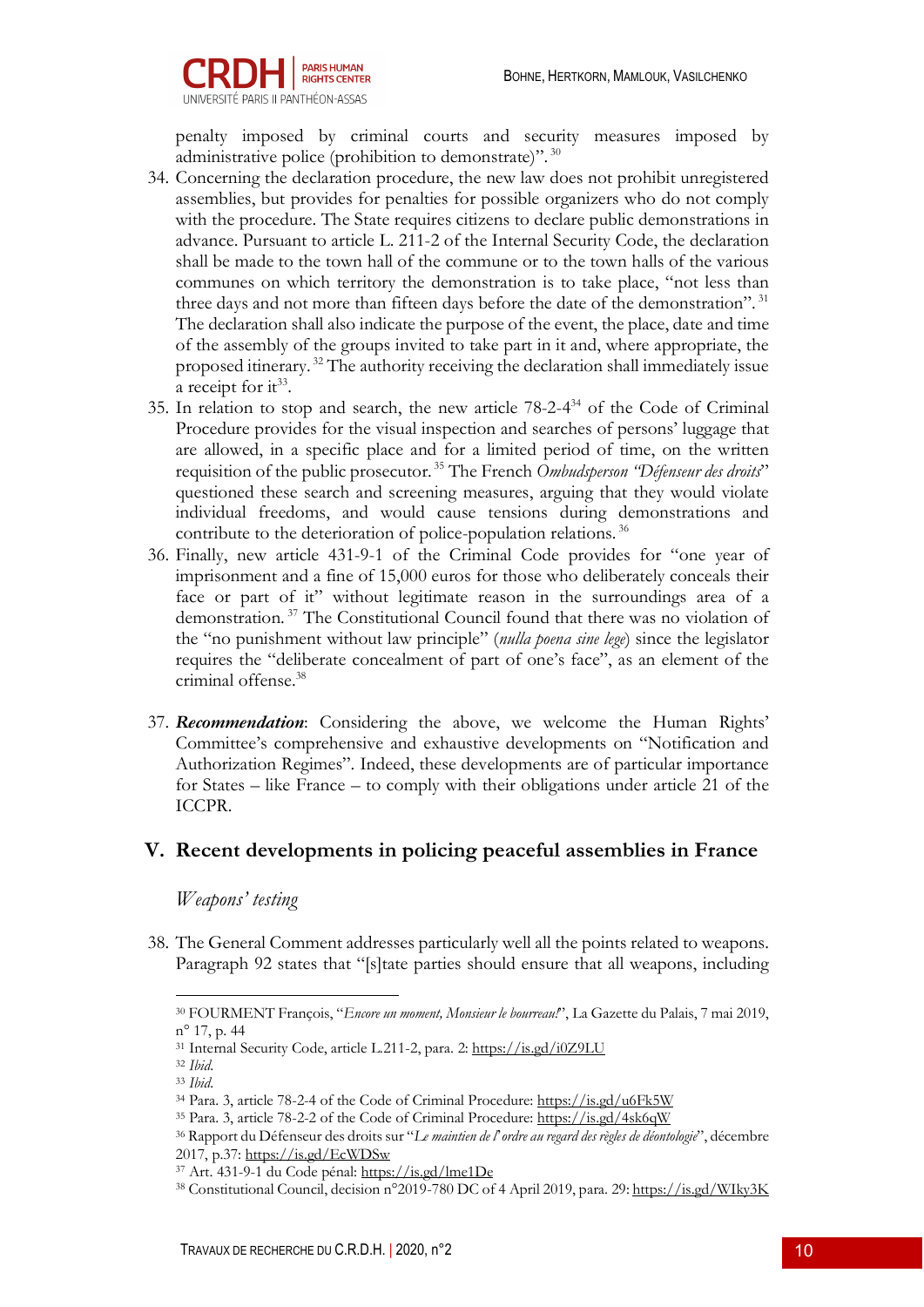penalty imposed by criminal courts and security measures imposed by administrative police (prohibition to demonstrate)".[30]

34. Concerning the declaration procedure, the new law does not prohibit unregistered assemblies, but provides for penalties for possible organizers who do not comply with the procedure. The State requires citizens to declare public demonstrations in advance. Pursuant to article L. 211-2 of the Internal Security Code, the declaration shall be made to the town hall of the commune or to the town halls of the various communes on which territory the demonstration is to take place, "not less than three days and not more than fifteen days before the date of the demonstration".[31] The declaration shall also indicate the purpose of the event, the place, date and time of the assembly of the groups invited to take part in it and, where appropriate, the proposed itinerary.[32] The authority receiving the declaration shall immediately issue a receipt for it[33].
35. In relation to stop and search, the new article 78-2-4[34] of the Code of Criminal Procedure provides for the visual inspection and searches of persons' luggage that are allowed, in a specific place and for a limited period of time, on the written requisition of the public prosecutor.[35] The French *Ombudsperson "Défenseur des droits"* questioned these search and screening measures, arguing that they would violate individual freedoms, and would cause tensions during demonstrations and contribute to the deterioration of police-population relations.[36]
36. Finally, new article 431-9-1 of the Criminal Code provides for "one year of imprisonment and a fine of 15,000 euros for those who deliberately conceals their face or part of it" without legitimate reason in the surroundings area of a demonstration.[37] The Constitutional Council found that there was no violation of the "no punishment without law principle" (*nulla poena sine lege*) since the legislator requires the "deliberate concealment of part of one's face", as an element of the criminal offense.[38]

37. ***Recommendation***: Considering the above, we welcome the Human Rights' Committee's comprehensive and exhaustive developments on "Notification and Authorization Regimes". Indeed, these developments are of particular importance for States – like France – to comply with their obligations under article 21 of the ICCPR.

## V. Recent developments in policing peaceful assemblies in France

### *Weapons' testing*

38. The General Comment addresses particularly well all the points related to weapons. Paragraph 92 states that "[s]tate parties should ensure that all weapons, including

---

[30] FOURMENT François, "*Encore un moment, Monsieur le bourreau!*", La Gazette du Palais, 7 mai 2019, n° 17, p. 44

[31] Internal Security Code, article L.211-2, para. 2: https://is.gd/i0Z9LU

[32] *Ibid.*

[33] *Ibid.*

[34] Para. 3, article 78-2-4 of the Code of Criminal Procedure: https://is.gd/u6Fk5W

[35] Para. 3, article 78-2-2 of the Code of Criminal Procedure: https://is.gd/4sk6qW

[36] Rapport du Défenseur des droits sur "*Le maintien de l'ordre au regard des règles de déontologie*", décembre 2017, p.37: https://is.gd/EcWDSw

[37] Art. 431-9-1 du Code pénal: https://is.gd/lme1De

[38] Constitutional Council, decision n°2019-780 DC of 4 April 2019, para. 29: https://is.gd/WIky3K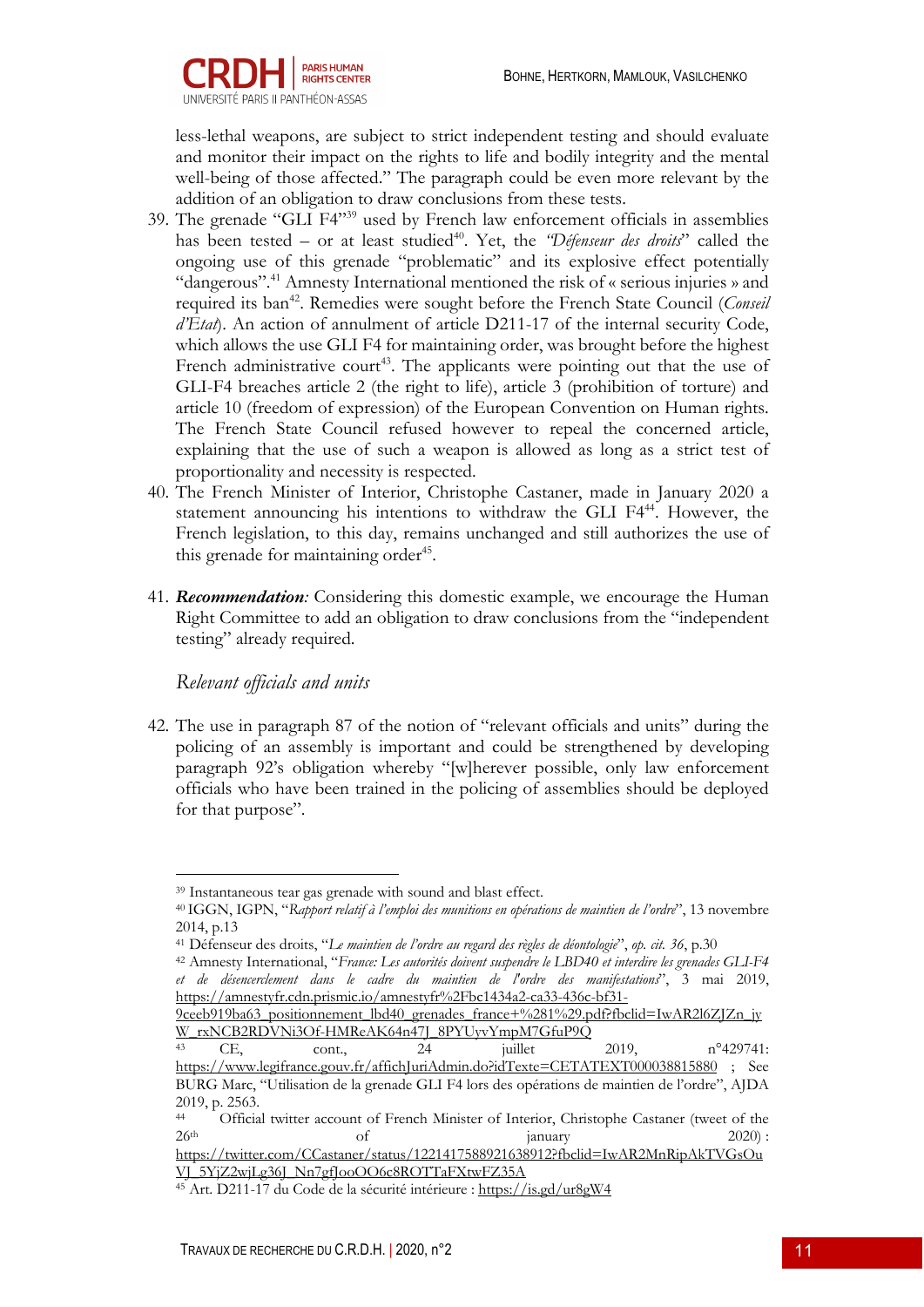less-lethal weapons, are subject to strict independent testing and should evaluate and monitor their impact on the rights to life and bodily integrity and the mental well-being of those affected." The paragraph could be even more relevant by the addition of an obligation to draw conclusions from these tests.

39. The grenade "GLI F4"[39] used by French law enforcement officials in assemblies has been tested – or at least studied[40]. Yet, the *"Défenseur des droits*" called the ongoing use of this grenade "problematic" and its explosive effect potentially "dangerous".[41] Amnesty International mentioned the risk of « serious injuries » and required its ban[42]. Remedies were sought before the French State Council (*Conseil d'Etat*). An action of annulment of article D211-17 of the internal security Code, which allows the use GLI F4 for maintaining order, was brought before the highest French administrative court[43]. The applicants were pointing out that the use of GLI-F4 breaches article 2 (the right to life), article 3 (prohibition of torture) and article 10 (freedom of expression) of the European Convention on Human rights. The French State Council refused however to repeal the concerned article, explaining that the use of such a weapon is allowed as long as a strict test of proportionality and necessity is respected.
40. The French Minister of Interior, Christophe Castaner, made in January 2020 a statement announcing his intentions to withdraw the GLI F4[44]. However, the French legislation, to this day, remains unchanged and still authorizes the use of this grenade for maintaining order[45].

41. ***Recommendation****:* Considering this domestic example, we encourage the Human Right Committee to add an obligation to draw conclusions from the "independent testing" already required.

### *Relevant officials and units*

42. The use in paragraph 87 of the notion of "relevant officials and units" during the policing of an assembly is important and could be strengthened by developing paragraph 92's obligation whereby "[w]herever possible, only law enforcement officials who have been trained in the policing of assemblies should be deployed for that purpose".

---

[39] Instantaneous tear gas grenade with sound and blast effect.

[40] IGGN, IGPN, "*Rapport relatif à l'emploi des munitions en opérations de maintien de l'ordre*", 13 novembre 2014, p.13

[41] Défenseur des droits, "*Le maintien de l'ordre au regard des règles de déontologie*", *op. cit. 36*, p.30

[42] Amnesty International, "*France: Les autorités doivent suspendre le LBD40 et interdire les grenades GLI-F4 et de désencerclement dans le cadre du maintien de l'ordre des manifestations*", 3 mai 2019, https://amnestyfr.cdn.prismic.io/amnestyfr%2Fbc1434a2-ca33-436c-bf31-9ceeb919ba63_positionnement_lbd40_grenades_france+%281%29.pdf?fbclid=IwAR2l6ZJZn_jyW_rxNCB2RDVNi3Of-HMReAK64n47J_8PYUyvYmpM7GfuP9Q

[43] CE, cont., 24 juillet 2019, n°429741: https://www.legifrance.gouv.fr/affichJuriAdmin.do?idTexte=CETATEXT000038815880 ; See BURG Marc, "Utilisation de la grenade GLI F4 lors des opérations de maintien de l'ordre", AJDA 2019, p. 2563.

[44] Official twitter account of French Minister of Interior, Christophe Castaner (tweet of the 26th of january 2020) : https://twitter.com/CCastaner/status/1221417588921638912?fbclid=IwAR2MnRipAkTVGsOuVJ_5YjZ2wjLg36J_Nn7gfJooOO6c8ROTTaFXtwFZ35A

[45] Art. D211-17 du Code de la sécurité intérieure : https://is.gd/ur8gW4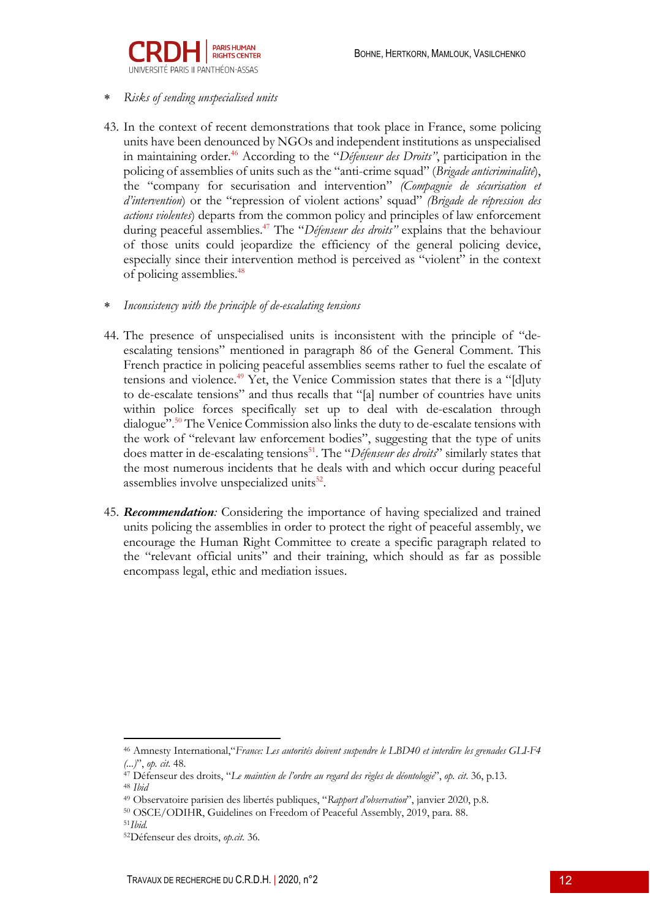- *Risks of sending unspecialised units*

43. In the context of recent demonstrations that took place in France, some policing units have been denounced by NGOs and independent institutions as unspecialised in maintaining order.[46] According to the "*Défenseur des Droits*", participation in the policing of assemblies of units such as the "anti-crime squad" (*Brigade anticriminalité*), the "company for securisation and intervention" *(Compagnie de sécurisation et d'intervention*) or the "repression of violent actions' squad" *(Brigade de répression des actions violentes*) departs from the common policy and principles of law enforcement during peaceful assemblies.[47] The "*Défenseur des droits"* explains that the behaviour of those units could jeopardize the efficiency of the general policing device, especially since their intervention method is perceived as "violent" in the context of policing assemblies.[48]

- *Inconsistency with the principle of de-escalating tensions*

44. The presence of unspecialised units is inconsistent with the principle of "de-escalating tensions" mentioned in paragraph 86 of the General Comment. This French practice in policing peaceful assemblies seems rather to fuel the escalate of tensions and violence.[49] Yet, the Venice Commission states that there is a "[d]uty to de-escalate tensions" and thus recalls that "[a] number of countries have units within police forces specifically set up to deal with de-escalation through dialogue".[50] The Venice Commission also links the duty to de-escalate tensions with the work of "relevant law enforcement bodies", suggesting that the type of units does matter in de-escalating tensions[51]. The "*Défenseur des droits*" similarly states that the most numerous incidents that he deals with and which occur during peaceful assemblies involve unspecialized units[52].

45. ***Recommendation****:* Considering the importance of having specialized and trained units policing the assemblies in order to protect the right of peaceful assembly, we encourage the Human Right Committee to create a specific paragraph related to the "relevant official units" and their training, which should as far as possible encompass legal, ethic and mediation issues.

---

[46] Amnesty International,"*France: Les autorités doivent suspendre le LBD40 et interdire les grenades GLI-F4 (...)*", *op. cit.* 48.

[47] Défenseur des droits, "*Le maintien de l'ordre au regard des règles de déontologie*", *op. cit.* 36, p.13.

[48] *Ibid*

[49] Observatoire parisien des libertés publiques, "*Rapport d'observation*", janvier 2020, p.8.

[50] OSCE/ODIHR, Guidelines on Freedom of Peaceful Assembly, 2019, para. 88.

[51] *Ibid.*

[52] Défenseur des droits, *op.cit.* 36.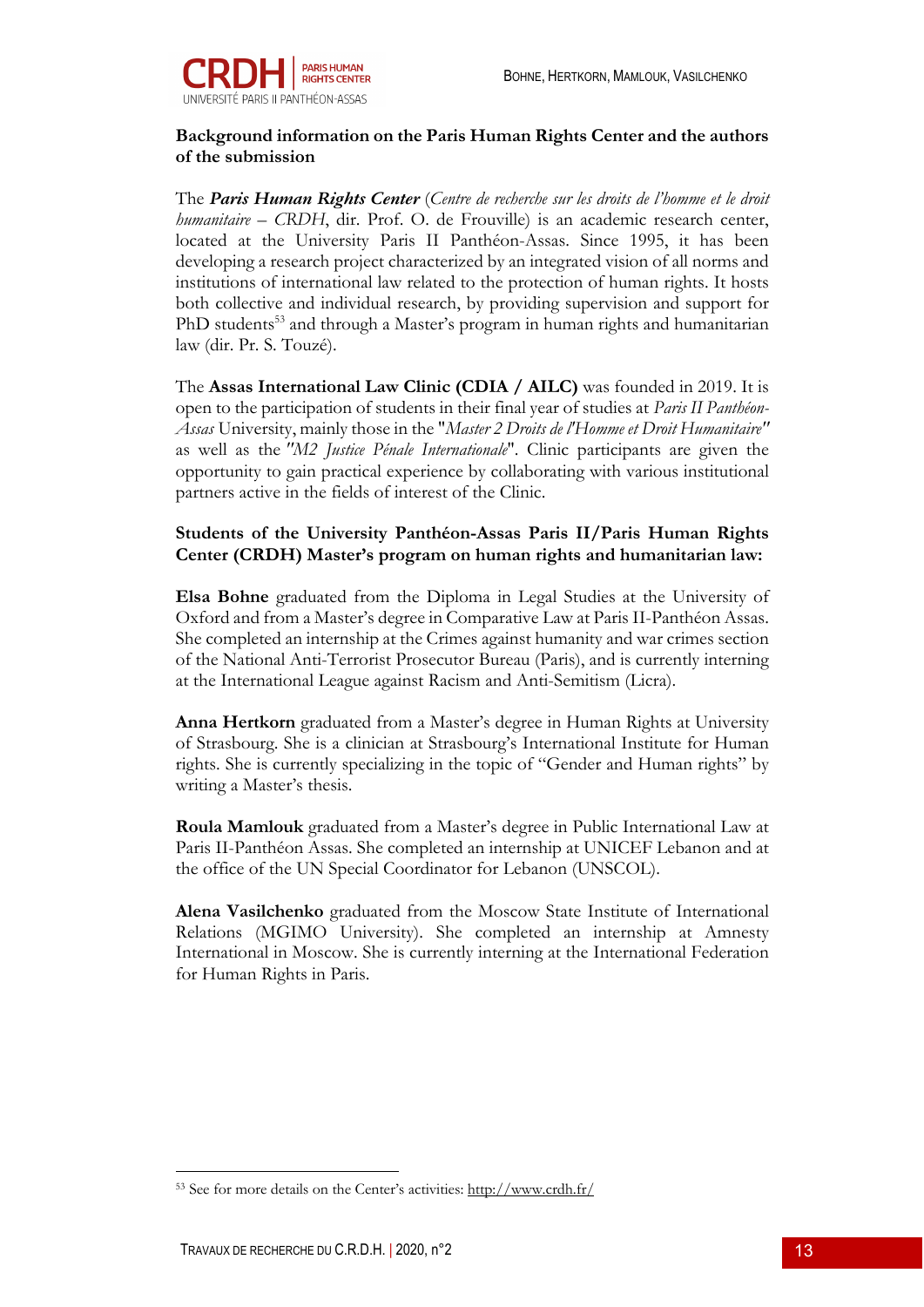### Background information on the Paris Human Rights Center and the authors of the submission

The ***Paris Human Rights Center*** (*Centre de recherche sur les droits de l'homme et le droit humanitaire – CRDH*, dir. Prof. O. de Frouville) is an academic research center, located at the University Paris II Panthéon-Assas. Since 1995, it has been developing a research project characterized by an integrated vision of all norms and institutions of international law related to the protection of human rights. It hosts both collective and individual research, by providing supervision and support for PhD students[53] and through a Master's program in human rights and humanitarian law (dir. Pr. S. Touzé).

The **Assas International Law Clinic (CDIA / AILC)** was founded in 2019. It is open to the participation of students in their final year of studies at *Paris II Panthéon-Assas* University, mainly those in the "*Master 2 Droits de l'Homme et Droit Humanitaire*" as well as the "*M2 Justice Pénale Internationale*". Clinic participants are given the opportunity to gain practical experience by collaborating with various institutional partners active in the fields of interest of the Clinic.

### Students of the University Panthéon-Assas Paris II/Paris Human Rights Center (CRDH) Master's program on human rights and humanitarian law:

**Elsa Bohne** graduated from the Diploma in Legal Studies at the University of Oxford and from a Master's degree in Comparative Law at Paris II-Panthéon Assas. She completed an internship at the Crimes against humanity and war crimes section of the National Anti-Terrorist Prosecutor Bureau (Paris), and is currently interning at the International League against Racism and Anti-Semitism (Licra).

**Anna Hertkorn** graduated from a Master's degree in Human Rights at University of Strasbourg. She is a clinician at Strasbourg's International Institute for Human rights. She is currently specializing in the topic of "Gender and Human rights" by writing a Master's thesis.

**Roula Mamlouk** graduated from a Master's degree in Public International Law at Paris II-Panthéon Assas. She completed an internship at UNICEF Lebanon and at the office of the UN Special Coordinator for Lebanon (UNSCOL).

**Alena Vasilchenko** graduated from the Moscow State Institute of International Relations (MGIMO University). She completed an internship at Amnesty International in Moscow. She is currently interning at the International Federation for Human Rights in Paris.

---

[53] See for more details on the Center's activities: http://www.crdh.fr/